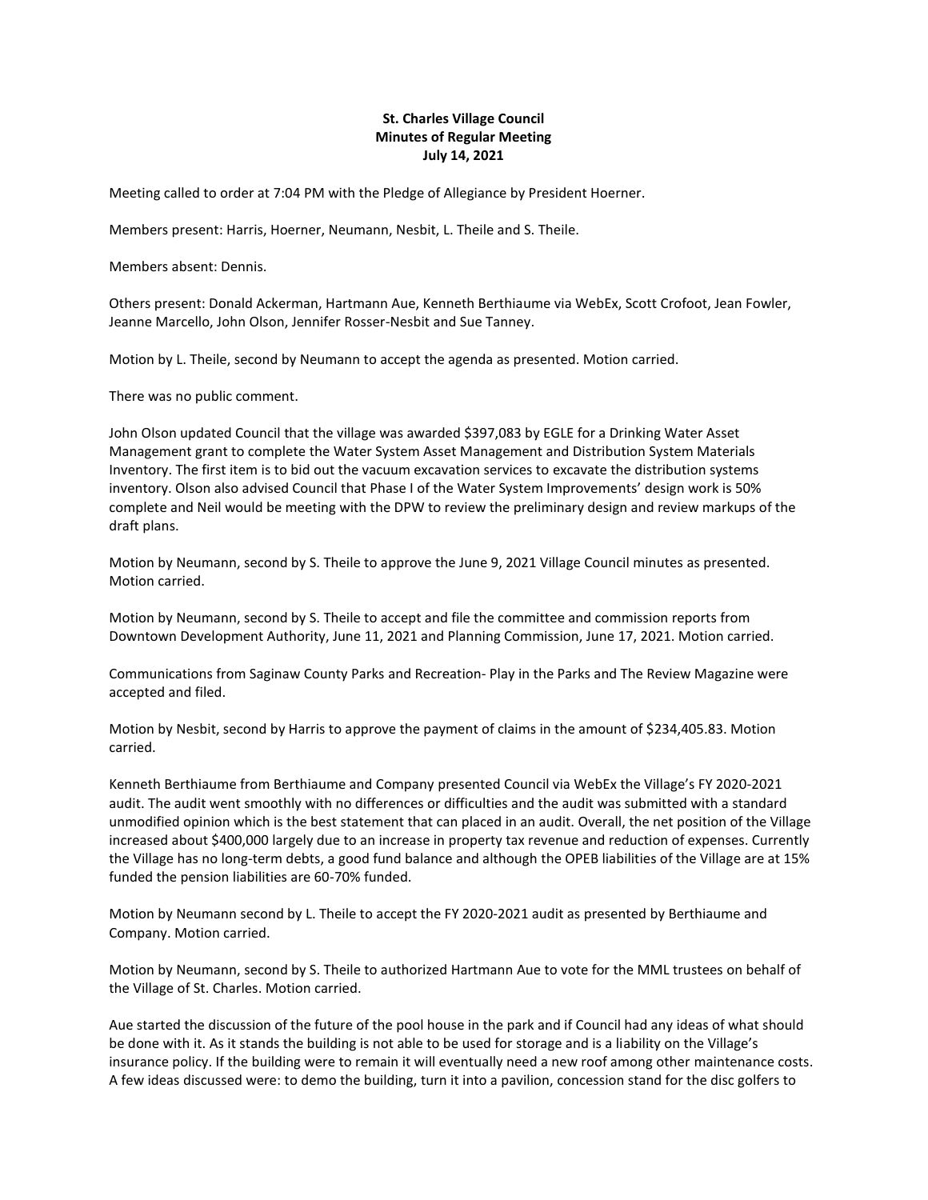**St. Charles Village Council**
**Minutes of Regular Meeting**
**July 14, 2021**

Meeting called to order at 7:04 PM with the Pledge of Allegiance by President Hoerner.

Members present: Harris, Hoerner, Neumann, Nesbit, L. Theile and S. Theile.

Members absent: Dennis.

Others present: Donald Ackerman, Hartmann Aue, Kenneth Berthiaume via WebEx, Scott Crofoot, Jean Fowler, Jeanne Marcello, John Olson, Jennifer Rosser-Nesbit and Sue Tanney.

Motion by L. Theile, second by Neumann to accept the agenda as presented. Motion carried.

There was no public comment.

John Olson updated Council that the village was awarded $397,083 by EGLE for a Drinking Water Asset Management grant to complete the Water System Asset Management and Distribution System Materials Inventory. The first item is to bid out the vacuum excavation services to excavate the distribution systems inventory. Olson also advised Council that Phase I of the Water System Improvements' design work is 50% complete and Neil would be meeting with the DPW to review the preliminary design and review markups of the draft plans.

Motion by Neumann, second by S. Theile to approve the June 9, 2021 Village Council minutes as presented. Motion carried.

Motion by Neumann, second by S. Theile to accept and file the committee and commission reports from Downtown Development Authority, June 11, 2021 and Planning Commission, June 17, 2021. Motion carried.

Communications from Saginaw County Parks and Recreation- Play in the Parks and The Review Magazine were accepted and filed.

Motion by Nesbit, second by Harris to approve the payment of claims in the amount of $234,405.83. Motion carried.

Kenneth Berthiaume from Berthiaume and Company presented Council via WebEx the Village's FY 2020-2021 audit. The audit went smoothly with no differences or difficulties and the audit was submitted with a standard unmodified opinion which is the best statement that can placed in an audit. Overall, the net position of the Village increased about $400,000 largely due to an increase in property tax revenue and reduction of expenses. Currently the Village has no long-term debts, a good fund balance and although the OPEB liabilities of the Village are at 15% funded the pension liabilities are 60-70% funded.

Motion by Neumann second by L. Theile to accept the FY 2020-2021 audit as presented by Berthiaume and Company. Motion carried.

Motion by Neumann, second by S. Theile to authorized Hartmann Aue to vote for the MML trustees on behalf of the Village of St. Charles. Motion carried.

Aue started the discussion of the future of the pool house in the park and if Council had any ideas of what should be done with it. As it stands the building is not able to be used for storage and is a liability on the Village's insurance policy. If the building were to remain it will eventually need a new roof among other maintenance costs. A few ideas discussed were: to demo the building, turn it into a pavilion, concession stand for the disc golfers to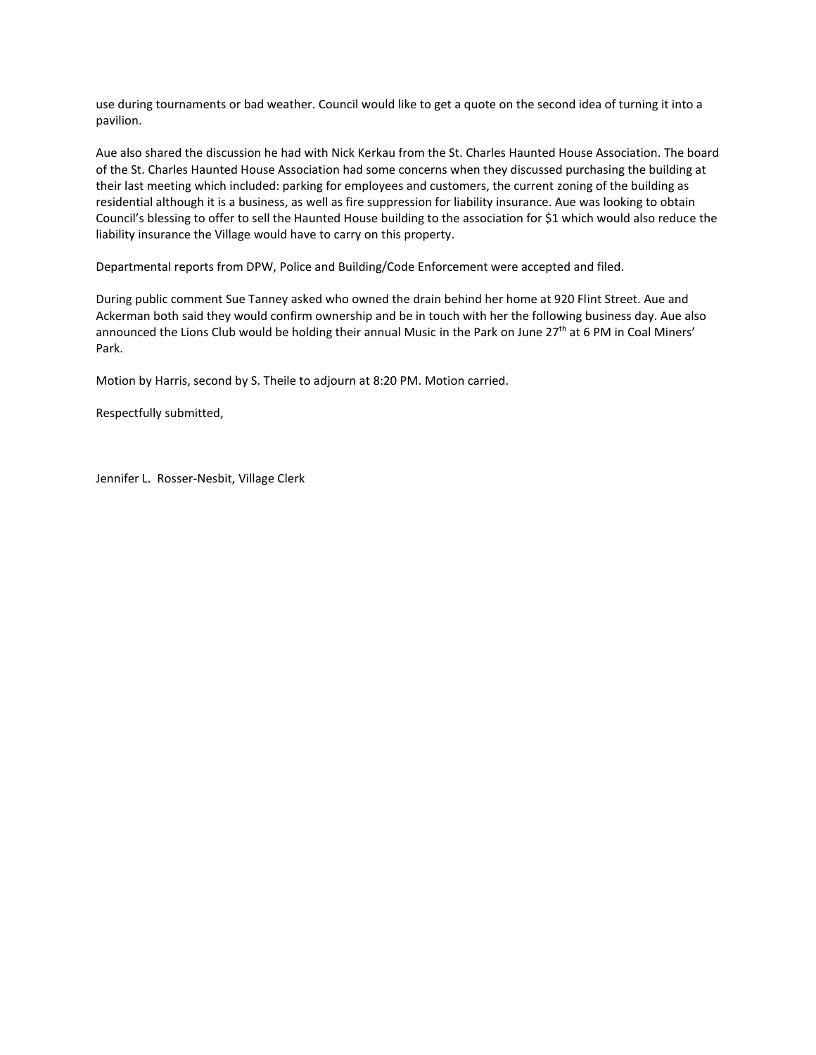use during tournaments or bad weather. Council would like to get a quote on the second idea of turning it into a pavilion.

Aue also shared the discussion he had with Nick Kerkau from the St. Charles Haunted House Association. The board of the St. Charles Haunted House Association had some concerns when they discussed purchasing the building at their last meeting which included: parking for employees and customers, the current zoning of the building as residential although it is a business, as well as fire suppression for liability insurance. Aue was looking to obtain Council's blessing to offer to sell the Haunted House building to the association for $1 which would also reduce the liability insurance the Village would have to carry on this property.

Departmental reports from DPW, Police and Building/Code Enforcement were accepted and filed.

During public comment Sue Tanney asked who owned the drain behind her home at 920 Flint Street. Aue and Ackerman both said they would confirm ownership and be in touch with her the following business day. Aue also announced the Lions Club would be holding their annual Music in the Park on June 27th at 6 PM in Coal Miners' Park.

Motion by Harris, second by S. Theile to adjourn at 8:20 PM. Motion carried.

Respectfully submitted,

Jennifer L. Rosser-Nesbit, Village Clerk